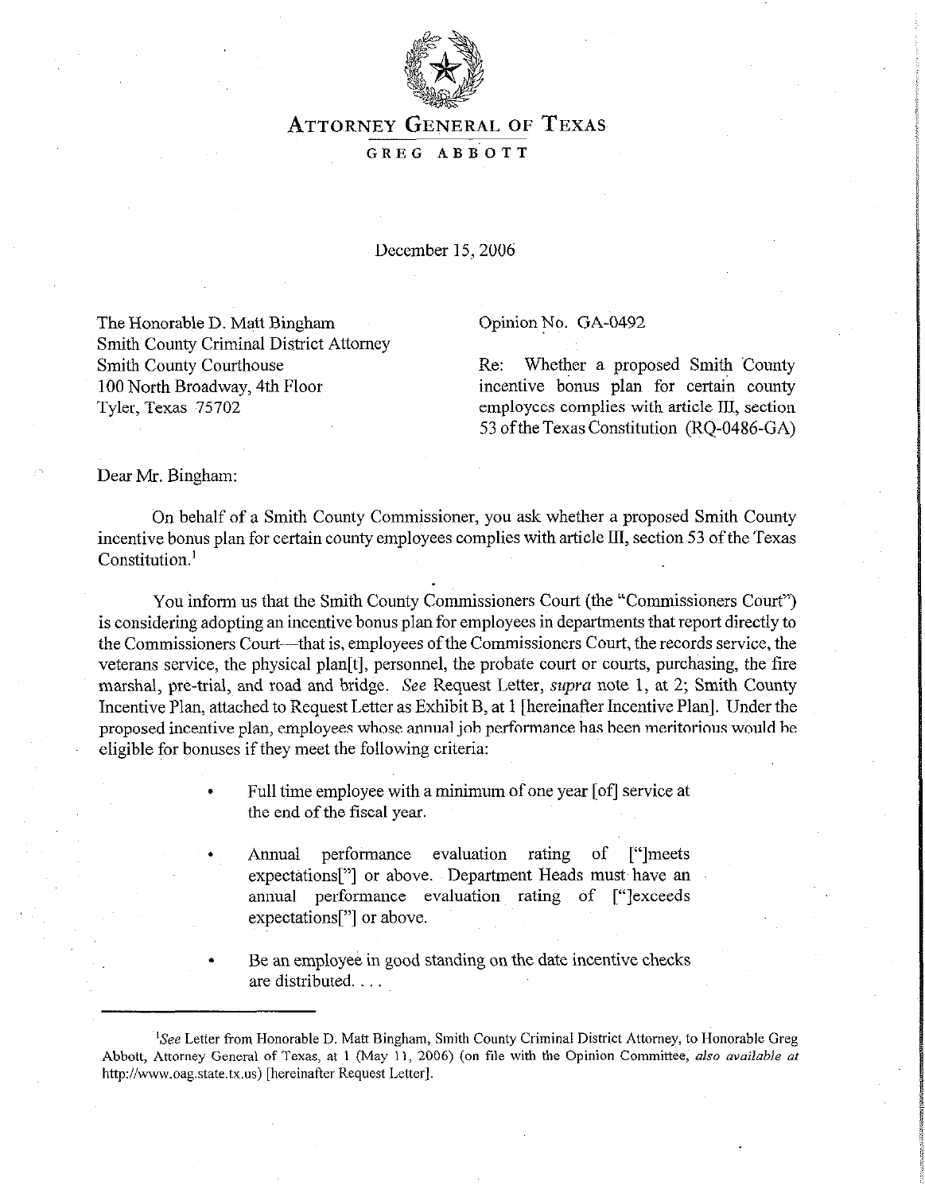# ATTORNEY GENERAL OF TEXAS

GREG ABBOTT

December 15, 2006

The Honorable D. Matt Bingham
Smith County Criminal District Attorney
Smith County Courthouse
100 North Broadway, 4th Floor
Tyler, Texas 75702

Opinion No. GA-0492

Re: Whether a proposed Smith County incentive bonus plan for certain county employees complies with article III, section 53 of the Texas Constitution (RQ-0486-GA)

Dear Mr. Bingham:

On behalf of a Smith County Commissioner, you ask whether a proposed Smith County incentive bonus plan for certain county employees complies with article III, section 53 of the Texas Constitution.[1]

You inform us that the Smith County Commissioners Court (the "Commissioners Court") is considering adopting an incentive bonus plan for employees in departments that report directly to the Commissioners Court—that is, employees of the Commissioners Court, the records service, the veterans service, the physical plan[t], personnel, the probate court or courts, purchasing, the fire marshal, pre-trial, and road and bridge. *See* Request Letter, *supra* note 1, at 2; Smith County Incentive Plan, attached to Request Letter as Exhibit B, at 1 [hereinafter Incentive Plan]. Under the proposed incentive plan, employees whose annual job performance has been meritorious would be eligible for bonuses if they meet the following criteria:

- Full time employee with a minimum of one year [of] service at the end of the fiscal year.
- Annual performance evaluation rating of ["]meets expectations["] or above. Department Heads must have an annual performance evaluation rating of ["]exceeds expectations["] or above.
- Be an employee in good standing on the date incentive checks are distributed. . . .

---

[1] *See* Letter from Honorable D. Matt Bingham, Smith County Criminal District Attorney, to Honorable Greg Abbott, Attorney General of Texas, at 1 (May 11, 2006) (on file with the Opinion Committee, *also available at* http://www.oag.state.tx.us) [hereinafter Request Letter].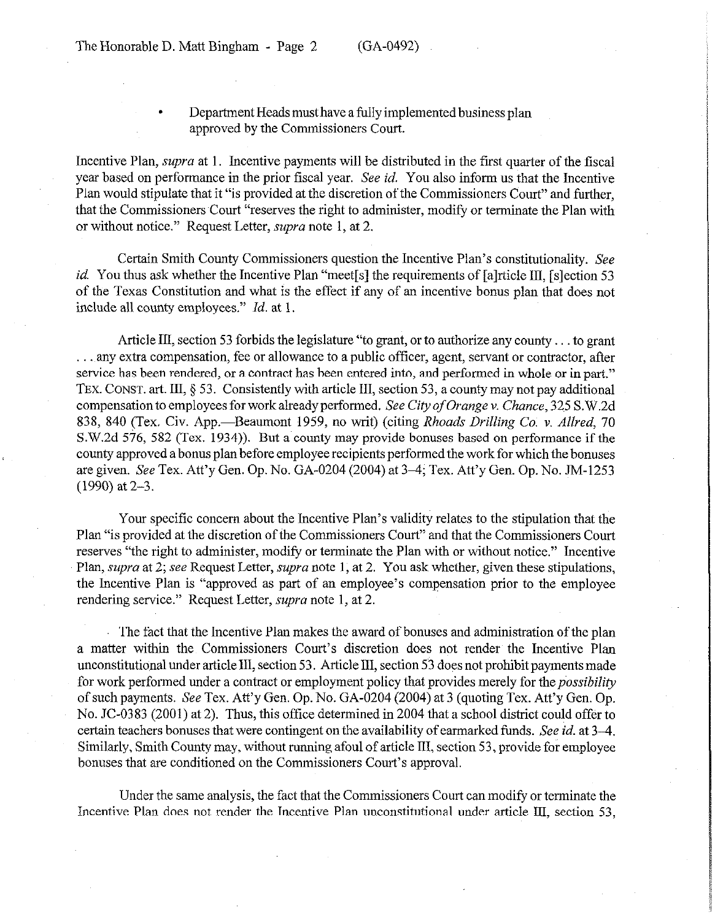- Department Heads must have a fully implemented business plan approved by the Commissioners Court.

Incentive Plan, *supra* at 1. Incentive payments will be distributed in the first quarter of the fiscal year based on performance in the prior fiscal year. *See id.* You also inform us that the Incentive Plan would stipulate that it "is provided at the discretion of the Commissioners Court" and further, that the Commissioners Court "reserves the right to administer, modify or terminate the Plan with or without notice." Request Letter, *supra* note 1, at 2.

Certain Smith County Commissioners question the Incentive Plan's constitutionality. *See id.* You thus ask whether the Incentive Plan "meet[s] the requirements of [a]rticle III, [s]ection 53 of the Texas Constitution and what is the effect if any of an incentive bonus plan that does not include all county employees." *Id.* at 1.

Article III, section 53 forbids the legislature "to grant, or to authorize any county . . . to grant . . . any extra compensation, fee or allowance to a public officer, agent, servant or contractor, after service has been rendered, or a contract has been entered into, and performed in whole or in part." TEX. CONST. art. III, § 53. Consistently with article III, section 53, a county may not pay additional compensation to employees for work already performed. *See City of Orange v. Chance*, 325 S.W.2d 838, 840 (Tex. Civ. App.—Beaumont 1959, no writ) (citing *Rhoads Drilling Co. v. Allred*, 70 S.W.2d 576, 582 (Tex. 1934)). But a county may provide bonuses based on performance if the county approved a bonus plan before employee recipients performed the work for which the bonuses are given. *See* Tex. Att'y Gen. Op. No. GA-0204 (2004) at 3–4; Tex. Att'y Gen. Op. No. JM-1253 (1990) at 2–3.

Your specific concern about the Incentive Plan's validity relates to the stipulation that the Plan "is provided at the discretion of the Commissioners Court" and that the Commissioners Court reserves "the right to administer, modify or terminate the Plan with or without notice." Incentive Plan, *supra* at 2; *see* Request Letter, *supra* note 1, at 2. You ask whether, given these stipulations, the Incentive Plan is "approved as part of an employee's compensation prior to the employee rendering service." Request Letter, *supra* note 1, at 2.

The fact that the Incentive Plan makes the award of bonuses and administration of the plan a matter within the Commissioners Court's discretion does not render the Incentive Plan unconstitutional under article III, section 53. Article III, section 53 does not prohibit payments made for work performed under a contract or employment policy that provides merely for the *possibility* of such payments. *See* Tex. Att'y Gen. Op. No. GA-0204 (2004) at 3 (quoting Tex. Att'y Gen. Op. No. JC-0383 (2001) at 2). Thus, this office determined in 2004 that a school district could offer to certain teachers bonuses that were contingent on the availability of earmarked funds. *See id.* at 3–4. Similarly, Smith County may, without running afoul of article III, section 53, provide for employee bonuses that are conditioned on the Commissioners Court's approval.

Under the same analysis, the fact that the Commissioners Court can modify or terminate the Incentive Plan does not render the Incentive Plan unconstitutional under article III, section 53,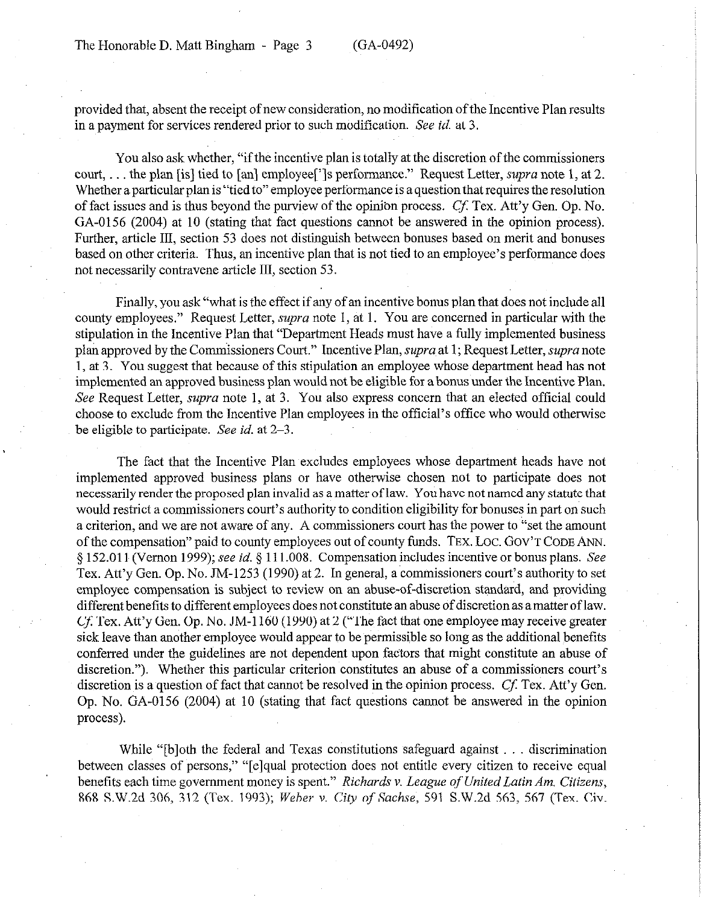provided that, absent the receipt of new consideration, no modification of the Incentive Plan results in a payment for services rendered prior to such modification. *See id.* at 3.

You also ask whether, "if the incentive plan is totally at the discretion of the commissioners court, . . . the plan [is] tied to [an] employee['']s performance." Request Letter, *supra* note 1, at 2. Whether a particular plan is "tied to" employee performance is a question that requires the resolution of fact issues and is thus beyond the purview of the opinion process. *Cf.* Tex. Att'y Gen. Op. No. GA-0156 (2004) at 10 (stating that fact questions cannot be answered in the opinion process). Further, article III, section 53 does not distinguish between bonuses based on merit and bonuses based on other criteria. Thus, an incentive plan that is not tied to an employee's performance does not necessarily contravene article III, section 53.

Finally, you ask "what is the effect if any of an incentive bonus plan that does not include all county employees." Request Letter, *supra* note 1, at 1. You are concerned in particular with the stipulation in the Incentive Plan that "Department Heads must have a fully implemented business plan approved by the Commissioners Court." Incentive Plan, *supra* at 1; Request Letter, *supra* note 1, at 3. You suggest that because of this stipulation an employee whose department head has not implemented an approved business plan would not be eligible for a bonus under the Incentive Plan. *See* Request Letter, *supra* note 1, at 3. You also express concern that an elected official could choose to exclude from the Incentive Plan employees in the official's office who would otherwise be eligible to participate. *See id.* at 2–3.

The fact that the Incentive Plan excludes employees whose department heads have not implemented approved business plans or have otherwise chosen not to participate does not necessarily render the proposed plan invalid as a matter of law. You have not named any statute that would restrict a commissioners court's authority to condition eligibility for bonuses in part on such a criterion, and we are not aware of any. A commissioners court has the power to "set the amount of the compensation" paid to county employees out of county funds. TEX. LOC. GOV'T CODE ANN. § 152.011 (Vernon 1999); *see id.* § 111.008. Compensation includes incentive or bonus plans. *See* Tex. Att'y Gen. Op. No. JM-1253 (1990) at 2. In general, a commissioners court's authority to set employee compensation is subject to review on an abuse-of-discretion standard, and providing different benefits to different employees does not constitute an abuse of discretion as a matter of law. *Cf.* Tex. Att'y Gen. Op. No. JM-1160 (1990) at 2 ("The fact that one employee may receive greater sick leave than another employee would appear to be permissible so long as the additional benefits conferred under the guidelines are not dependent upon factors that might constitute an abuse of discretion."). Whether this particular criterion constitutes an abuse of a commissioners court's discretion is a question of fact that cannot be resolved in the opinion process. *Cf.* Tex. Att'y Gen. Op. No. GA-0156 (2004) at 10 (stating that fact questions cannot be answered in the opinion process).

While "[b]oth the federal and Texas constitutions safeguard against . . . discrimination between classes of persons," "[e]qual protection does not entitle every citizen to receive equal benefits each time government money is spent." *Richards v. League of United Latin Am. Citizens*, 868 S.W.2d 306, 312 (Tex. 1993); *Weber v. City of Sachse*, 591 S.W.2d 563, 567 (Tex. Civ.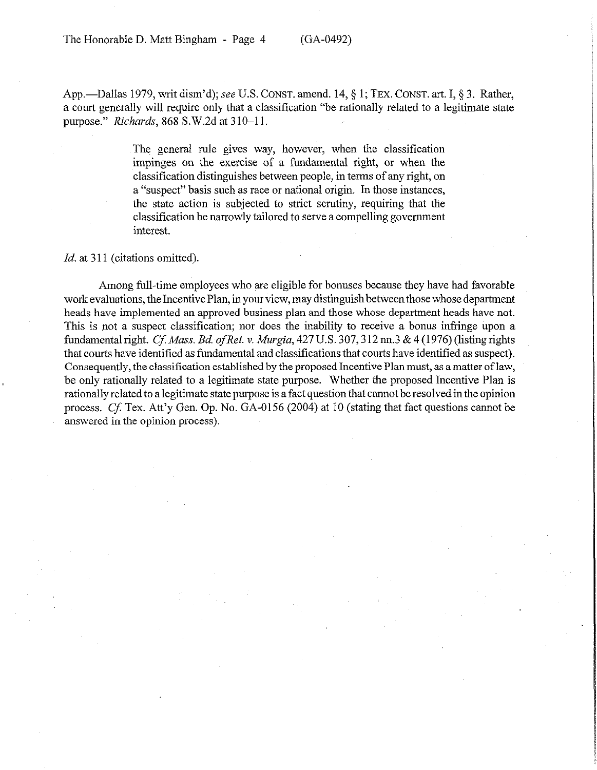App.—Dallas 1979, writ dism'd); *see* U.S. CONST. amend. 14, § 1; TEX. CONST. art. I, § 3. Rather, a court generally will require only that a classification "be rationally related to a legitimate state purpose." *Richards*, 868 S.W.2d at 310–11.

> The general rule gives way, however, when the classification impinges on the exercise of a fundamental right, or when the classification distinguishes between people, in terms of any right, on a "suspect" basis such as race or national origin. In those instances, the state action is subjected to strict scrutiny, requiring that the classification be narrowly tailored to serve a compelling government interest.

*Id.* at 311 (citations omitted).

Among full-time employees who are eligible for bonuses because they have had favorable work evaluations, the Incentive Plan, in your view, may distinguish between those whose department heads have implemented an approved business plan and those whose department heads have not. This is not a suspect classification; nor does the inability to receive a bonus infringe upon a fundamental right. *Cf. Mass. Bd. of Ret. v. Murgia*, 427 U.S. 307, 312 nn.3 & 4 (1976) (listing rights that courts have identified as fundamental and classifications that courts have identified as suspect). Consequently, the classification established by the proposed Incentive Plan must, as a matter of law, be only rationally related to a legitimate state purpose. Whether the proposed Incentive Plan is rationally related to a legitimate state purpose is a fact question that cannot be resolved in the opinion process. *Cf.* Tex. Att'y Gen. Op. No. GA-0156 (2004) at 10 (stating that fact questions cannot be answered in the opinion process).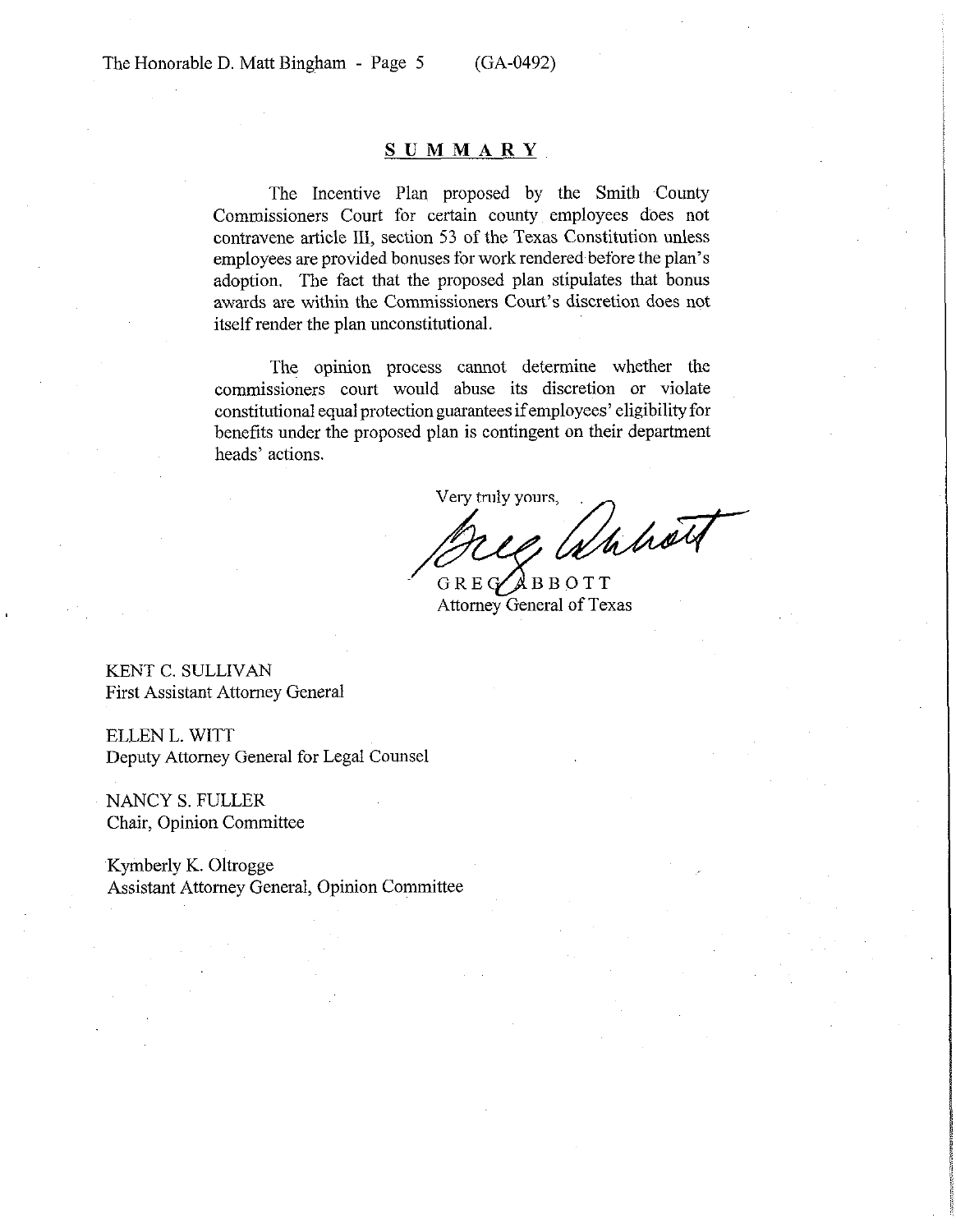## SUMMARY

The Incentive Plan proposed by the Smith County Commissioners Court for certain county employees does not contravene article III, section 53 of the Texas Constitution unless employees are provided bonuses for work rendered before the plan's adoption. The fact that the proposed plan stipulates that bonus awards are within the Commissioners Court's discretion does not itself render the plan unconstitutional.

The opinion process cannot determine whether the commissioners court would abuse its discretion or violate constitutional equal protection guarantees if employees' eligibility for benefits under the proposed plan is contingent on their department heads' actions.

Very truly yours,

GREG ABBOTT
Attorney General of Texas

KENT C. SULLIVAN
First Assistant Attorney General

ELLEN L. WITT
Deputy Attorney General for Legal Counsel

NANCY S. FULLER
Chair, Opinion Committee

Kymberly K. Oltrogge
Assistant Attorney General, Opinion Committee